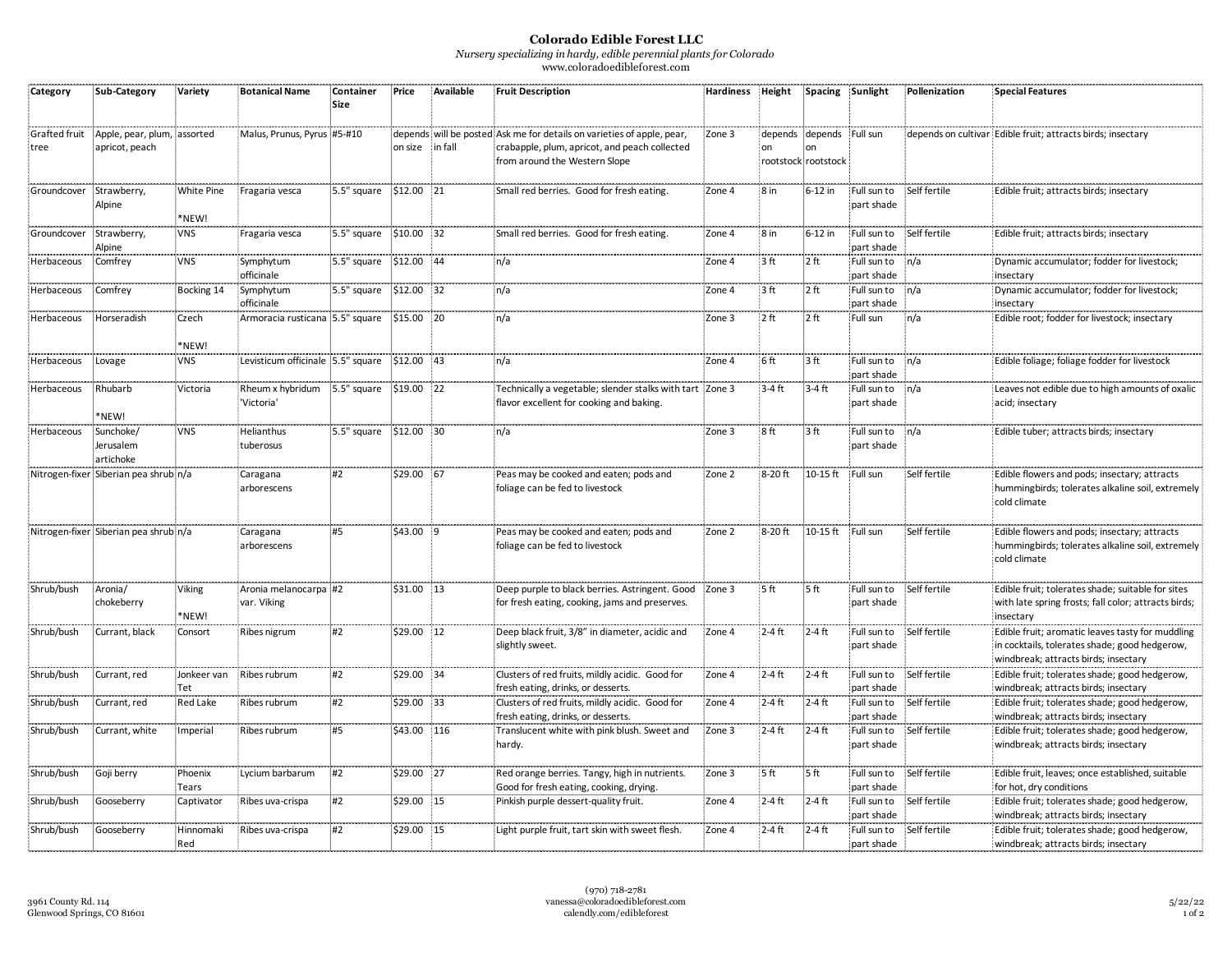**Colorado Edible Forest LLC**

*Nursery specializing in hardy, edible perennial plants for Colorado*

www.coloradoedibleforest.com

| Category | Sub-Category | Variety | Botanical Name | Container Size | Price | Available | Fruit Description | Hardiness | Height | Spacing | Sunlight | Pollenization | Special Features |
|---|---|---|---|---|---|---|---|---|---|---|---|---|---|
| Grafted fruit tree | Apple, pear, plum, apricot, peach | assorted | Malus, Prunus, Pyrus | #5-#10 | depends on size | will be posted in fall | Ask me for details on varieties of apple, pear, crabapple, plum, apricot, and peach collected from around the Western Slope | Zone 3 | depends on rootstock | depends on rootstock | Full sun | depends on cultivar | Edible fruit; attracts birds; insectary |
| Groundcover | Strawberry, Alpine | White Pine *NEW! | Fragaria vesca | 5.5" square | $12.00 | 21 | Small red berries. Good for fresh eating. | Zone 4 | 8 in | 6-12 in | Full sun to part shade | Self fertile | Edible fruit; attracts birds; insectary |
| Groundcover | Strawberry, Alpine | VNS | Fragaria vesca | 5.5" square | $10.00 | 32 | Small red berries. Good for fresh eating. | Zone 4 | 8 in | 6-12 in | Full sun to part shade | Self fertile | Edible fruit; attracts birds; insectary |
| Herbaceous | Comfrey | VNS | Symphytum officinale | 5.5" square | $12.00 | 44 | n/a | Zone 4 | 3 ft | 2 ft | Full sun to part shade | n/a | Dynamic accumulator; fodder for livestock; insectary |
| Herbaceous | Comfrey | Bocking 14 | Symphytum officinale | 5.5" square | $12.00 | 32 | n/a | Zone 4 | 3 ft | 2 ft | Full sun to part shade | n/a | Dynamic accumulator; fodder for livestock; insectary |
| Herbaceous | Horseradish | Czech *NEW! | Armoracia rusticana | 5.5" square | $15.00 | 20 | n/a | Zone 3 | 2 ft | 2 ft | Full sun | n/a | Edible root; fodder for livestock; insectary |
| Herbaceous | Lovage | VNS | Levisticum officinale | 5.5" square | $12.00 | 43 | n/a | Zone 4 | 6 ft | 3 ft | Full sun to part shade | n/a | Edible foliage; foliage fodder for livestock |
| Herbaceous | Rhubarb *NEW! | Victoria | Rheum x hybridum 'Victoria' | 5.5" square | $19.00 | 22 | Technically a vegetable; slender stalks with tart flavor excellent for cooking and baking. | Zone 3 | 3-4 ft | 3-4 ft | Full sun to part shade | n/a | Leaves not edible due to high amounts of oxalic acid; insectary |
| Herbaceous | Sunchoke/ Jerusalem artichoke | VNS | Helianthus tuberosus | 5.5" square | $12.00 | 30 | n/a | Zone 3 | 8 ft | 3 ft | Full sun to part shade | n/a | Edible tuber; attracts birds; insectary |
| Nitrogen-fixer | Siberian pea shrub | n/a | Caragana arborescens | #2 | $29.00 | 67 | Peas may be cooked and eaten; pods and foliage can be fed to livestock | Zone 2 | 8-20 ft | 10-15 ft | Full sun | Self fertile | Edible flowers and pods; insectary; attracts hummingbirds; tolerates alkaline soil, extremely cold climate |
| Nitrogen-fixer | Siberian pea shrub | n/a | Caragana arborescens | #5 | $43.00 | 9 | Peas may be cooked and eaten; pods and foliage can be fed to livestock | Zone 2 | 8-20 ft | 10-15 ft | Full sun | Self fertile | Edible flowers and pods; insectary; attracts hummingbirds; tolerates alkaline soil, extremely cold climate |
| Shrub/bush | Aronia/ chokeberry | Viking *NEW! | Aronia melanocarpa var. Viking | #2 | $31.00 | 13 | Deep purple to black berries. Astringent. Good for fresh eating, cooking, jams and preserves. | Zone 3 | 5 ft | 5 ft | Full sun to part shade | Self fertile | Edible fruit; tolerates shade; suitable for sites with late spring frosts; fall color; attracts birds; insectary |
| Shrub/bush | Currant, black | Consort | Ribes nigrum | #2 | $29.00 | 12 | Deep black fruit, 3/8" in diameter, acidic and slightly sweet. | Zone 4 | 2-4 ft | 2-4 ft | Full sun to part shade | Self fertile | Edible fruit; aromatic leaves tasty for muddling in cocktails, tolerates shade; good hedgerow, windbreak; attracts birds; insectary |
| Shrub/bush | Currant, red | Jonkeer van Tet | Ribes rubrum | #2 | $29.00 | 34 | Clusters of red fruits, mildly acidic. Good for fresh eating, drinks, or desserts. | Zone 4 | 2-4 ft | 2-4 ft | Full sun to part shade | Self fertile | Edible fruit; tolerates shade; good hedgerow, windbreak; attracts birds; insectary |
| Shrub/bush | Currant, red | Red Lake | Ribes rubrum | #2 | $29.00 | 33 | Clusters of red fruits, mildly acidic. Good for fresh eating, drinks, or desserts. | Zone 4 | 2-4 ft | 2-4 ft | Full sun to part shade | Self fertile | Edible fruit; tolerates shade; good hedgerow, windbreak; attracts birds; insectary |
| Shrub/bush | Currant, white | Imperial | Ribes rubrum | #5 | $43.00 | 116 | Translucent white with pink blush. Sweet and hardy. | Zone 3 | 2-4 ft | 2-4 ft | Full sun to part shade | Self fertile | Edible fruit; tolerates shade; good hedgerow, windbreak; attracts birds; insectary |
| Shrub/bush | Goji berry | Phoenix Tears | Lycium barbarum | #2 | $29.00 | 27 | Red orange berries. Tangy, high in nutrients. Good for fresh eating, cooking, drying. | Zone 3 | 5 ft | 5 ft | Full sun to part shade | Self fertile | Edible fruit, leaves; once established, suitable for hot, dry conditions |
| Shrub/bush | Gooseberry | Captivator | Ribes uva-crispa | #2 | $29.00 | 15 | Pinkish purple dessert-quality fruit. | Zone 4 | 2-4 ft | 2-4 ft | Full sun to part shade | Self fertile | Edible fruit; tolerates shade; good hedgerow, windbreak; attracts birds; insectary |
| Shrub/bush | Gooseberry | Hinnomaki Red | Ribes uva-crispa | #2 | $29.00 | 15 | Light purple fruit, tart skin with sweet flesh. | Zone 4 | 2-4 ft | 2-4 ft | Full sun to part shade | Self fertile | Edible fruit; tolerates shade; good hedgerow, windbreak; attracts birds; insectary |

3961 County Rd. 114
Glenwood Springs, CO 81601

(970) 718-2781
vanessa@coloradoedibleforest.com
calendly.com/edibleforest

5/22/22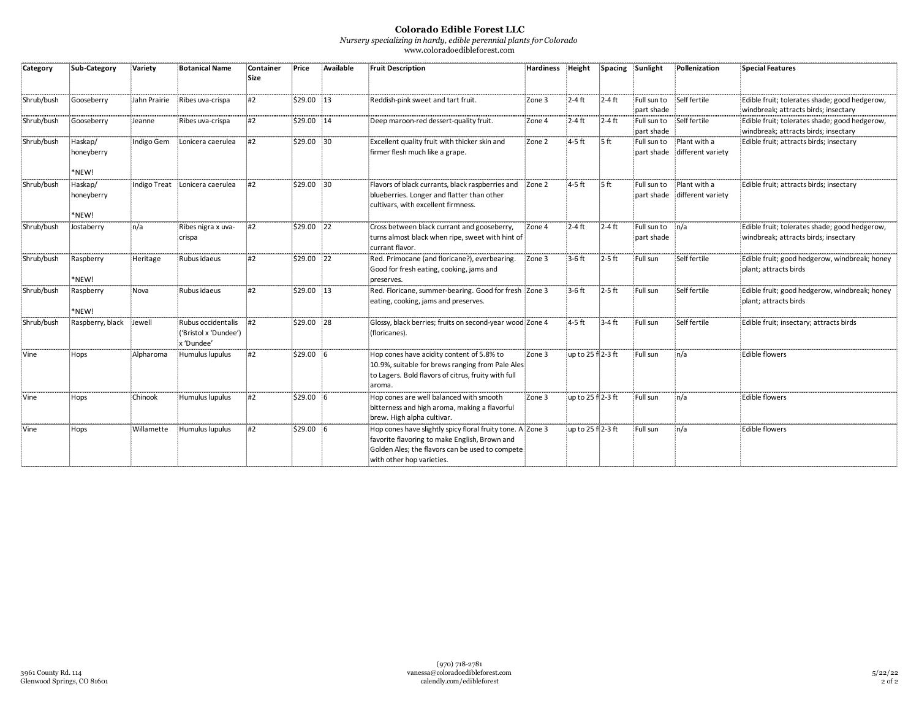**Colorado Edible Forest LLC**

*Nursery specializing in hardy, edible perennial plants for Colorado*

www.coloradoedibleforest.com

| Category | Sub-Category | Variety | Botanical Name | Container Size | Price | Available | Fruit Description | Hardiness | Height | Spacing | Sunlight | Pollenization | Special Features |
|---|---|---|---|---|---|---|---|---|---|---|---|---|---|
| Shrub/bush | Gooseberry | Jahn Prairie | Ribes uva-crispa | #2 | $29.00 | 13 | Reddish-pink sweet and tart fruit. | Zone 3 | 2-4 ft | 2-4 ft | Full sun to part shade | Self fertile | Edible fruit; tolerates shade; good hedgerow, windbreak; attracts birds; insectary |
| Shrub/bush | Gooseberry | Jeanne | Ribes uva-crispa | #2 | $29.00 | 14 | Deep maroon-red dessert-quality fruit. | Zone 4 | 2-4 ft | 2-4 ft | Full sun to part shade | Self fertile | Edible fruit; tolerates shade; good hedgerow, windbreak; attracts birds; insectary |
| Shrub/bush | Haskap/ honeyberry *NEW! | Indigo Gem | Lonicera caerulea | #2 | $29.00 | 30 | Excellent quality fruit with thicker skin and firmer flesh much like a grape. | Zone 2 | 4-5 ft | 5 ft | Full sun to part shade | Plant with a different variety | Edible fruit; attracts birds; insectary |
| Shrub/bush | Haskap/ honeyberry *NEW! | Indigo Treat | Lonicera caerulea | #2 | $29.00 | 30 | Flavors of black currants, black raspberries and blueberries. Longer and flatter than other cultivars, with excellent firmness. | Zone 2 | 4-5 ft | 5 ft | Full sun to part shade | Plant with a different variety | Edible fruit; attracts birds; insectary |
| Shrub/bush | Jostaberry | n/a | Ribes nigra x uva-crispa | #2 | $29.00 | 22 | Cross between black currant and gooseberry, turns almost black when ripe, sweet with hint of currant flavor. | Zone 4 | 2-4 ft | 2-4 ft | Full sun to part shade | n/a | Edible fruit; tolerates shade; good hedgerow, windbreak; attracts birds; insectary |
| Shrub/bush | Raspberry *NEW! | Heritage | Rubus idaeus | #2 | $29.00 | 22 | Red. Primocane (and floricane?), everbearing. Good for fresh eating, cooking, jams and preserves. | Zone 3 | 3-6 ft | 2-5 ft | Full sun | Self fertile | Edible fruit; good hedgerow, windbreak; honey plant; attracts birds |
| Shrub/bush | Raspberry *NEW! | Nova | Rubus idaeus | #2 | $29.00 | 13 | Red. Floricane, summer-bearing. Good for fresh eating, cooking, jams and preserves. | Zone 3 | 3-6 ft | 2-5 ft | Full sun | Self fertile | Edible fruit; good hedgerow, windbreak; honey plant; attracts birds |
| Shrub/bush | Raspberry, black | Jewell | Rubus occidentalis ('Bristol x 'Dundee') x 'Dundee' | #2 | $29.00 | 28 | Glossy, black berries; fruits on second-year wood (floricanes). | Zone 4 | 4-5 ft | 3-4 ft | Full sun | Self fertile | Edible fruit; insectary; attracts birds |
| Vine | Hops | Alpharoma | Humulus lupulus | #2 | $29.00 | 6 | Hop cones have acidity content of 5.8% to 10.9%, suitable for brews ranging from Pale Ales to Lagers. Bold flavors of citrus, fruity with full aroma. | Zone 3 | up to 25 ft | 2-3 ft | Full sun | n/a | Edible flowers |
| Vine | Hops | Chinook | Humulus lupulus | #2 | $29.00 | 6 | Hop cones are well balanced with smooth bitterness and high aroma, making a flavorful brew. High alpha cultivar. | Zone 3 | up to 25 ft | 2-3 ft | Full sun | n/a | Edible flowers |
| Vine | Hops | Willamette | Humulus lupulus | #2 | $29.00 | 6 | Hop cones have slightly spicy floral fruity tone. A favorite flavoring to make English, Brown and Golden Ales; the flavors can be used to compete with other hop varieties. | Zone 3 | up to 25 ft | 2-3 ft | Full sun | n/a | Edible flowers |

3961 County Rd. 114
Glenwood Springs, CO 81601

(970) 718-2781
vanessa@coloradoedibleforest.com
calendly.com/edibleforest

5/22/22